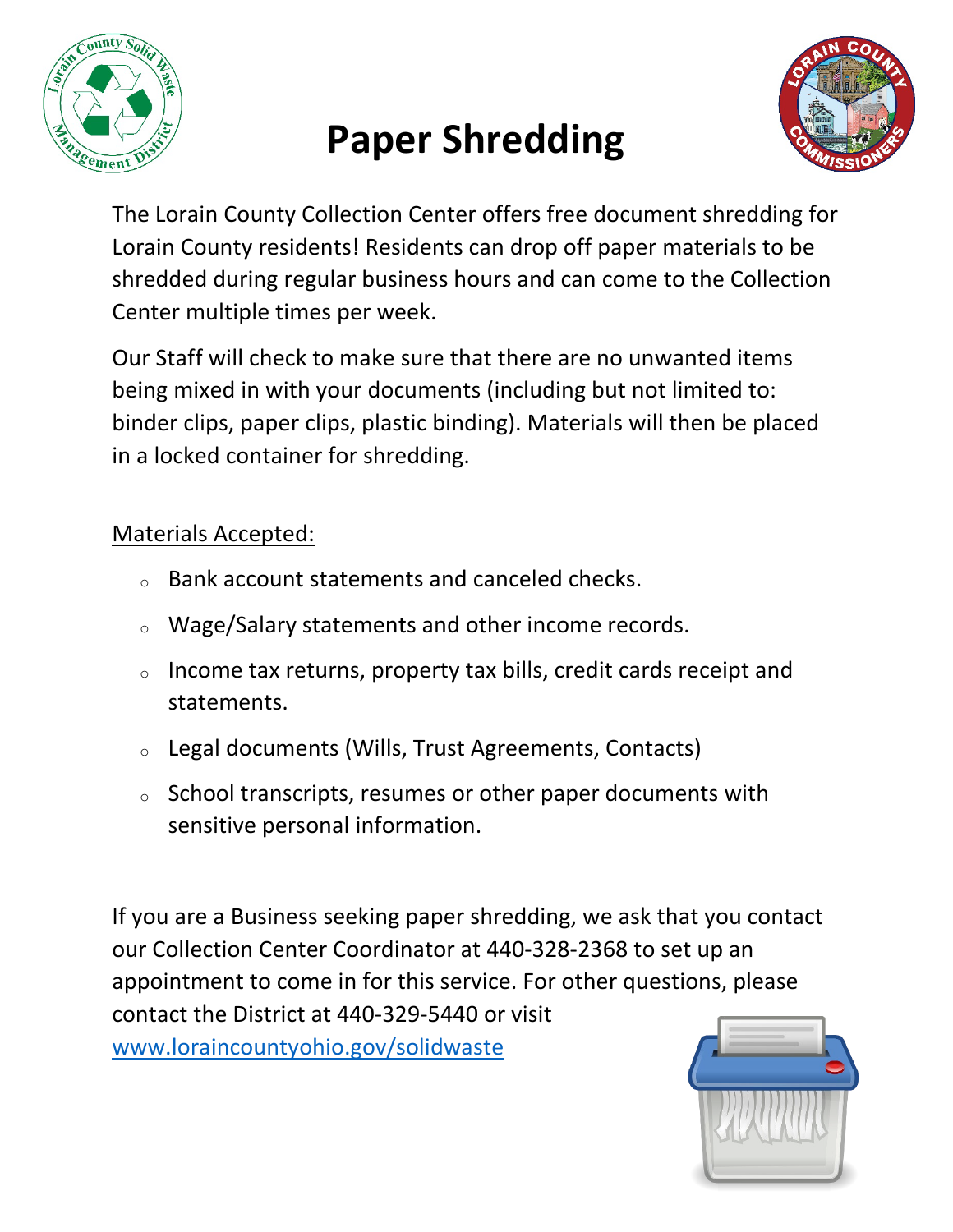# Paper Shredding

The Lorain County Collection Center offers free document shredding for Lorain County residents! Residents can drop off paper materials to be shredded during regular business hours and can come to the Collection Center multiple times per week.

Our Staff will check to make sure that there are no unwanted items being mixed in with your documents (including but not limited to: binder clips, paper clips, plastic binding). Materials will then be placed in a locked container for shredding.

Materials Accepted:

- Bank account statements and canceled checks.
- Wage/Salary statements and other income records.
- Income tax returns, property tax bills, credit cards receipt and statements.
- Legal documents (Wills, Trust Agreements, Contacts)
- School transcripts, resumes or other paper documents with sensitive personal information.

If you are a Business seeking paper shredding, we ask that you contact our Collection Center Coordinator at 440-328-2368 to set up an appointment to come in for this service. For other questions, please contact the District at 440-329-5440 or visit [www.loraincountyohio.gov/solidwaste](http://www.loraincountyohio.gov/solidwaste)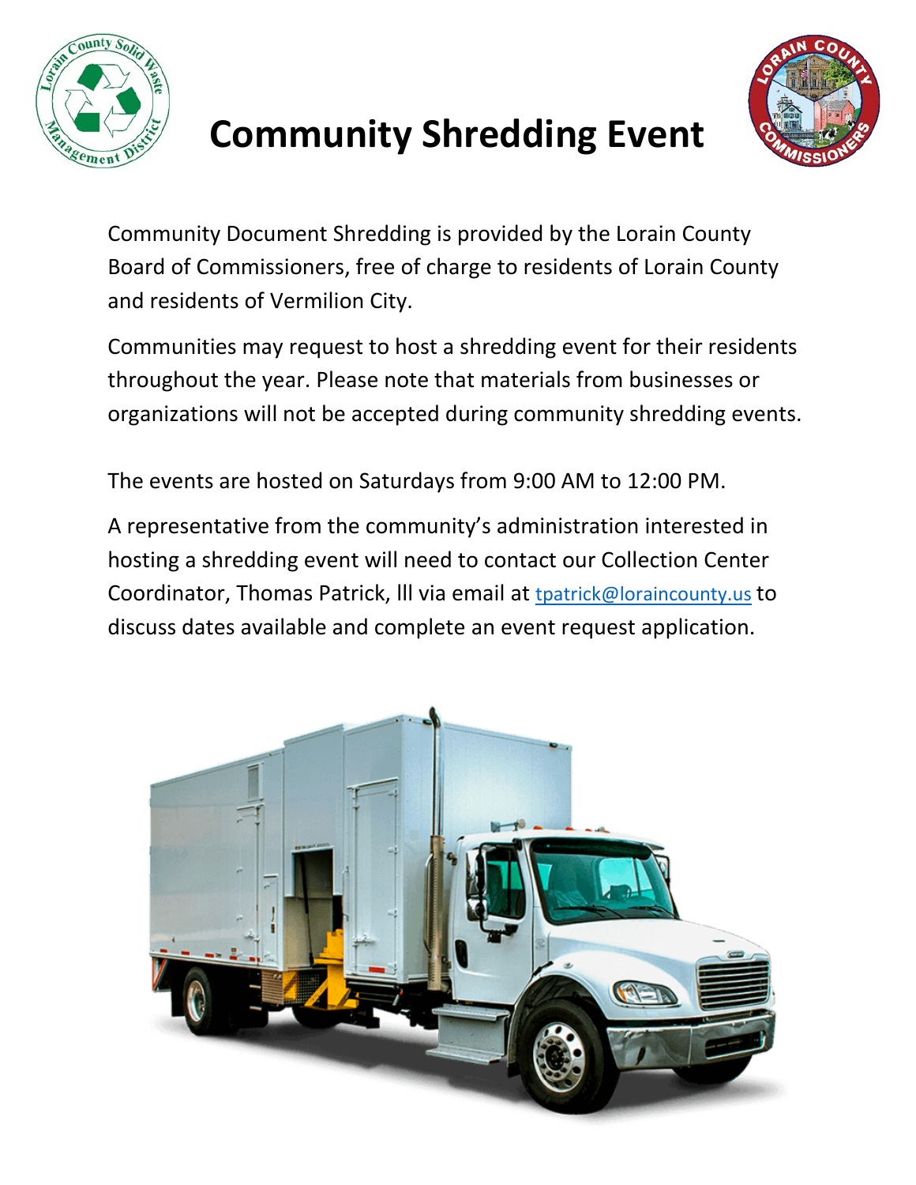# Community Shredding Event

Community Document Shredding is provided by the Lorain County Board of Commissioners, free of charge to residents of Lorain County and residents of Vermilion City.

Communities may request to host a shredding event for their residents throughout the year. Please note that materials from businesses or organizations will not be accepted during community shredding events.

The events are hosted on Saturdays from 9:00 AM to 12:00 PM.

A representative from the community's administration interested in hosting a shredding event will need to contact our Collection Center Coordinator, Thomas Patrick, lll via email at tpatrick@loraincounty.us to discuss dates available and complete an event request application.